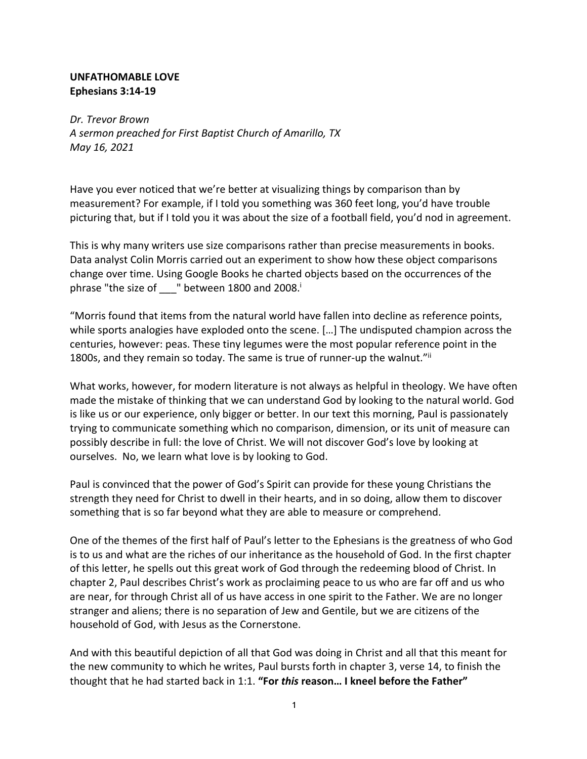**UNFATHOMABLE LOVE**
**Ephesians 3:14-19**

*Dr. Trevor Brown*
*A sermon preached for First Baptist Church of Amarillo, TX*
*May 16, 2021*

Have you ever noticed that we're better at visualizing things by comparison than by measurement? For example, if I told you something was 360 feet long, you'd have trouble picturing that, but if I told you it was about the size of a football field, you'd nod in agreement.

This is why many writers use size comparisons rather than precise measurements in books. Data analyst Colin Morris carried out an experiment to show how these object comparisons change over time. Using Google Books he charted objects based on the occurrences of the phrase "the size of ___" between 1800 and 2008.[i]

"Morris found that items from the natural world have fallen into decline as reference points, while sports analogies have exploded onto the scene. […] The undisputed champion across the centuries, however: peas. These tiny legumes were the most popular reference point in the 1800s, and they remain so today. The same is true of runner-up the walnut."[ii]

What works, however, for modern literature is not always as helpful in theology. We have often made the mistake of thinking that we can understand God by looking to the natural world. God is like us or our experience, only bigger or better. In our text this morning, Paul is passionately trying to communicate something which no comparison, dimension, or its unit of measure can possibly describe in full: the love of Christ. We will not discover God's love by looking at ourselves. No, we learn what love is by looking to God.

Paul is convinced that the power of God's Spirit can provide for these young Christians the strength they need for Christ to dwell in their hearts, and in so doing, allow them to discover something that is so far beyond what they are able to measure or comprehend.

One of the themes of the first half of Paul's letter to the Ephesians is the greatness of who God is to us and what are the riches of our inheritance as the household of God. In the first chapter of this letter, he spells out this great work of God through the redeeming blood of Christ. In chapter 2, Paul describes Christ's work as proclaiming peace to us who are far off and us who are near, for through Christ all of us have access in one spirit to the Father. We are no longer stranger and aliens; there is no separation of Jew and Gentile, but we are citizens of the household of God, with Jesus as the Cornerstone.

And with this beautiful depiction of all that God was doing in Christ and all that this meant for the new community to which he writes, Paul bursts forth in chapter 3, verse 14, to finish the thought that he had started back in 1:1. **"For *this* reason… I kneel before the Father"**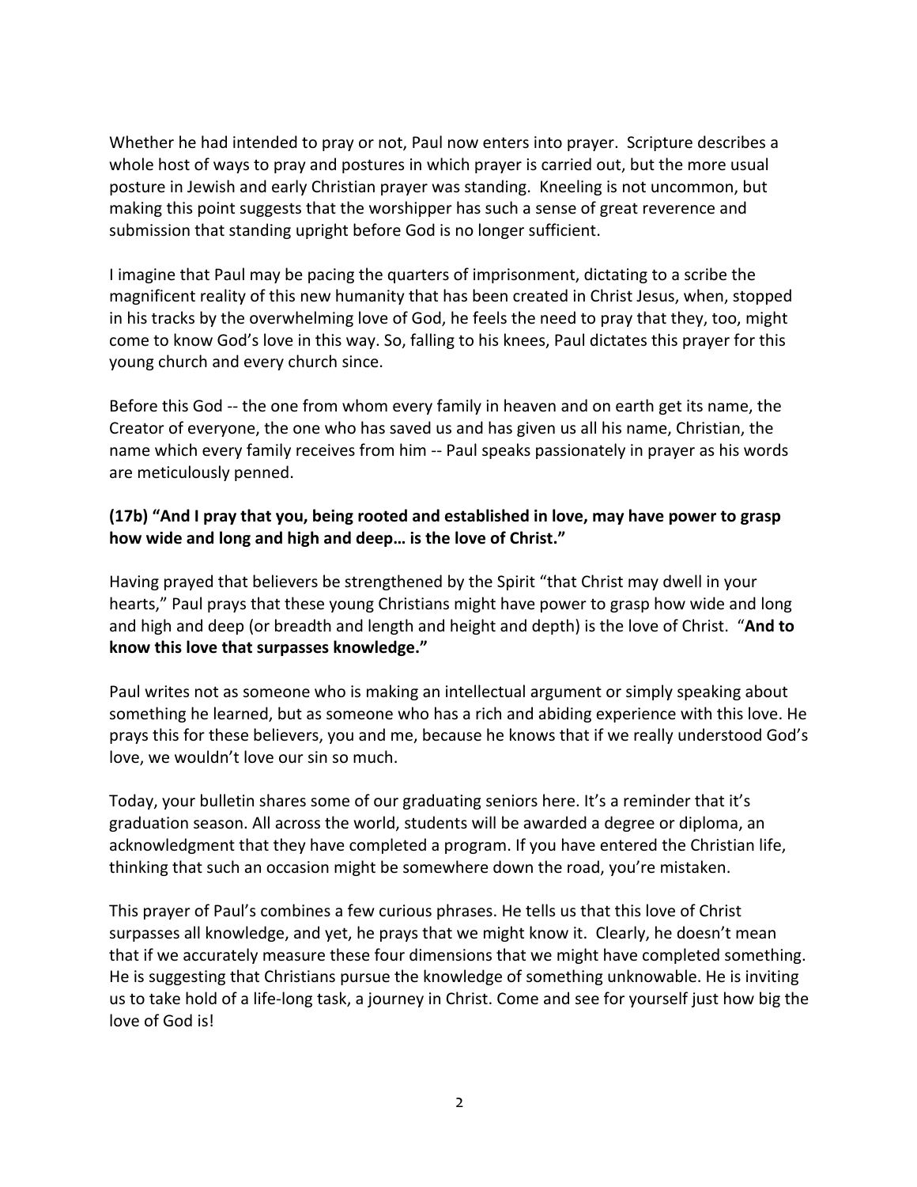Whether he had intended to pray or not, Paul now enters into prayer. Scripture describes a whole host of ways to pray and postures in which prayer is carried out, but the more usual posture in Jewish and early Christian prayer was standing. Kneeling is not uncommon, but making this point suggests that the worshipper has such a sense of great reverence and submission that standing upright before God is no longer sufficient.

I imagine that Paul may be pacing the quarters of imprisonment, dictating to a scribe the magnificent reality of this new humanity that has been created in Christ Jesus, when, stopped in his tracks by the overwhelming love of God, he feels the need to pray that they, too, might come to know God's love in this way. So, falling to his knees, Paul dictates this prayer for this young church and every church since.

Before this God -- the one from whom every family in heaven and on earth get its name, the Creator of everyone, the one who has saved us and has given us all his name, Christian, the name which every family receives from him -- Paul speaks passionately in prayer as his words are meticulously penned.

**(17b) "And I pray that you, being rooted and established in love, may have power to grasp how wide and long and high and deep… is the love of Christ."**

Having prayed that believers be strengthened by the Spirit "that Christ may dwell in your hearts," Paul prays that these young Christians might have power to grasp how wide and long and high and deep (or breadth and length and height and depth) is the love of Christ. "**And to know this love that surpasses knowledge."**

Paul writes not as someone who is making an intellectual argument or simply speaking about something he learned, but as someone who has a rich and abiding experience with this love. He prays this for these believers, you and me, because he knows that if we really understood God's love, we wouldn't love our sin so much.

Today, your bulletin shares some of our graduating seniors here. It's a reminder that it's graduation season. All across the world, students will be awarded a degree or diploma, an acknowledgment that they have completed a program. If you have entered the Christian life, thinking that such an occasion might be somewhere down the road, you're mistaken.

This prayer of Paul's combines a few curious phrases. He tells us that this love of Christ surpasses all knowledge, and yet, he prays that we might know it. Clearly, he doesn't mean that if we accurately measure these four dimensions that we might have completed something. He is suggesting that Christians pursue the knowledge of something unknowable. He is inviting us to take hold of a life-long task, a journey in Christ. Come and see for yourself just how big the love of God is!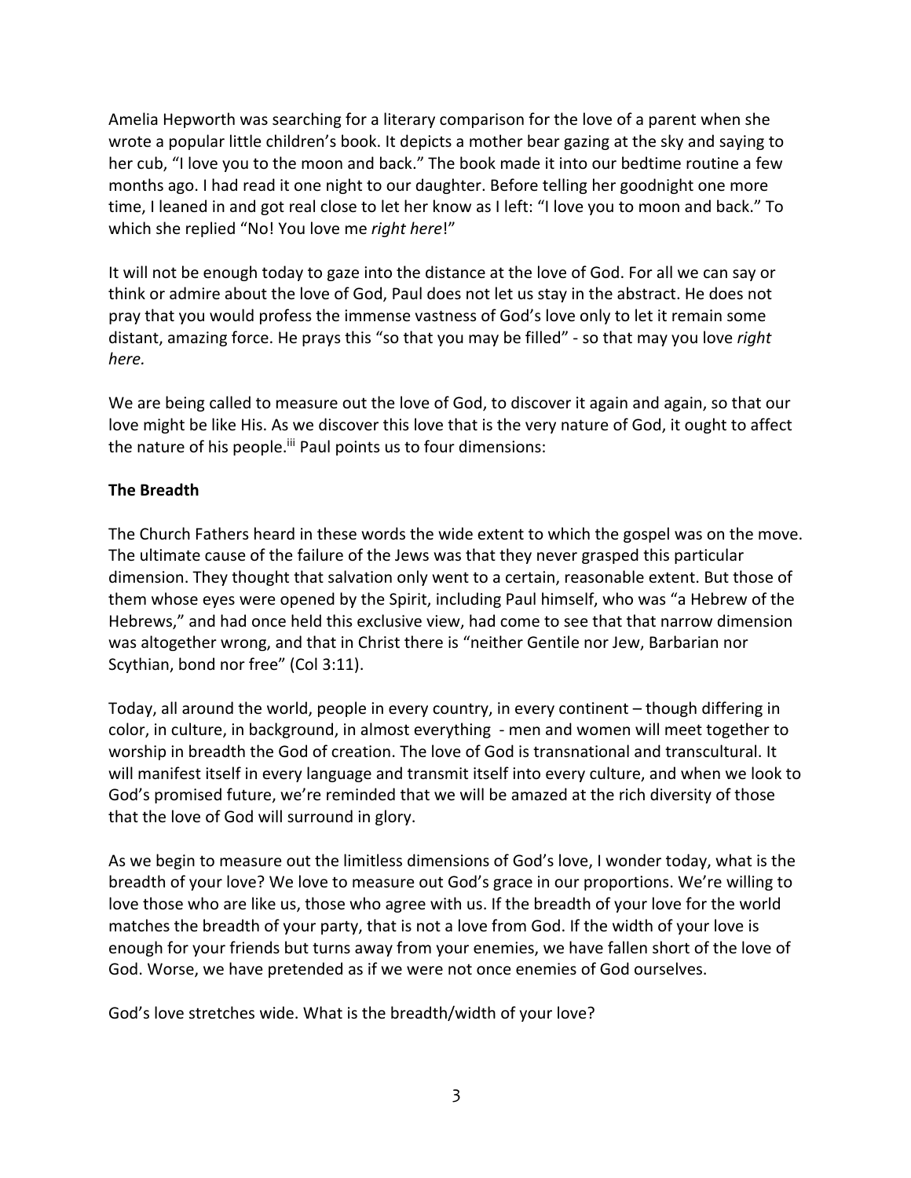Amelia Hepworth was searching for a literary comparison for the love of a parent when she wrote a popular little children's book. It depicts a mother bear gazing at the sky and saying to her cub, "I love you to the moon and back." The book made it into our bedtime routine a few months ago. I had read it one night to our daughter. Before telling her goodnight one more time, I leaned in and got real close to let her know as I left: "I love you to moon and back." To which she replied "No! You love me *right here*!"

It will not be enough today to gaze into the distance at the love of God. For all we can say or think or admire about the love of God, Paul does not let us stay in the abstract. He does not pray that you would profess the immense vastness of God's love only to let it remain some distant, amazing force. He prays this "so that you may be filled" - so that may you love *right here.*

We are being called to measure out the love of God, to discover it again and again, so that our love might be like His. As we discover this love that is the very nature of God, it ought to affect the nature of his people.[iii] Paul points us to four dimensions:

**The Breadth**

The Church Fathers heard in these words the wide extent to which the gospel was on the move. The ultimate cause of the failure of the Jews was that they never grasped this particular dimension. They thought that salvation only went to a certain, reasonable extent. But those of them whose eyes were opened by the Spirit, including Paul himself, who was "a Hebrew of the Hebrews," and had once held this exclusive view, had come to see that that narrow dimension was altogether wrong, and that in Christ there is "neither Gentile nor Jew, Barbarian nor Scythian, bond nor free" (Col 3:11).

Today, all around the world, people in every country, in every continent – though differing in color, in culture, in background, in almost everything - men and women will meet together to worship in breadth the God of creation. The love of God is transnational and transcultural. It will manifest itself in every language and transmit itself into every culture, and when we look to God's promised future, we're reminded that we will be amazed at the rich diversity of those that the love of God will surround in glory.

As we begin to measure out the limitless dimensions of God's love, I wonder today, what is the breadth of your love? We love to measure out God's grace in our proportions. We're willing to love those who are like us, those who agree with us. If the breadth of your love for the world matches the breadth of your party, that is not a love from God. If the width of your love is enough for your friends but turns away from your enemies, we have fallen short of the love of God. Worse, we have pretended as if we were not once enemies of God ourselves.

God's love stretches wide. What is the breadth/width of your love?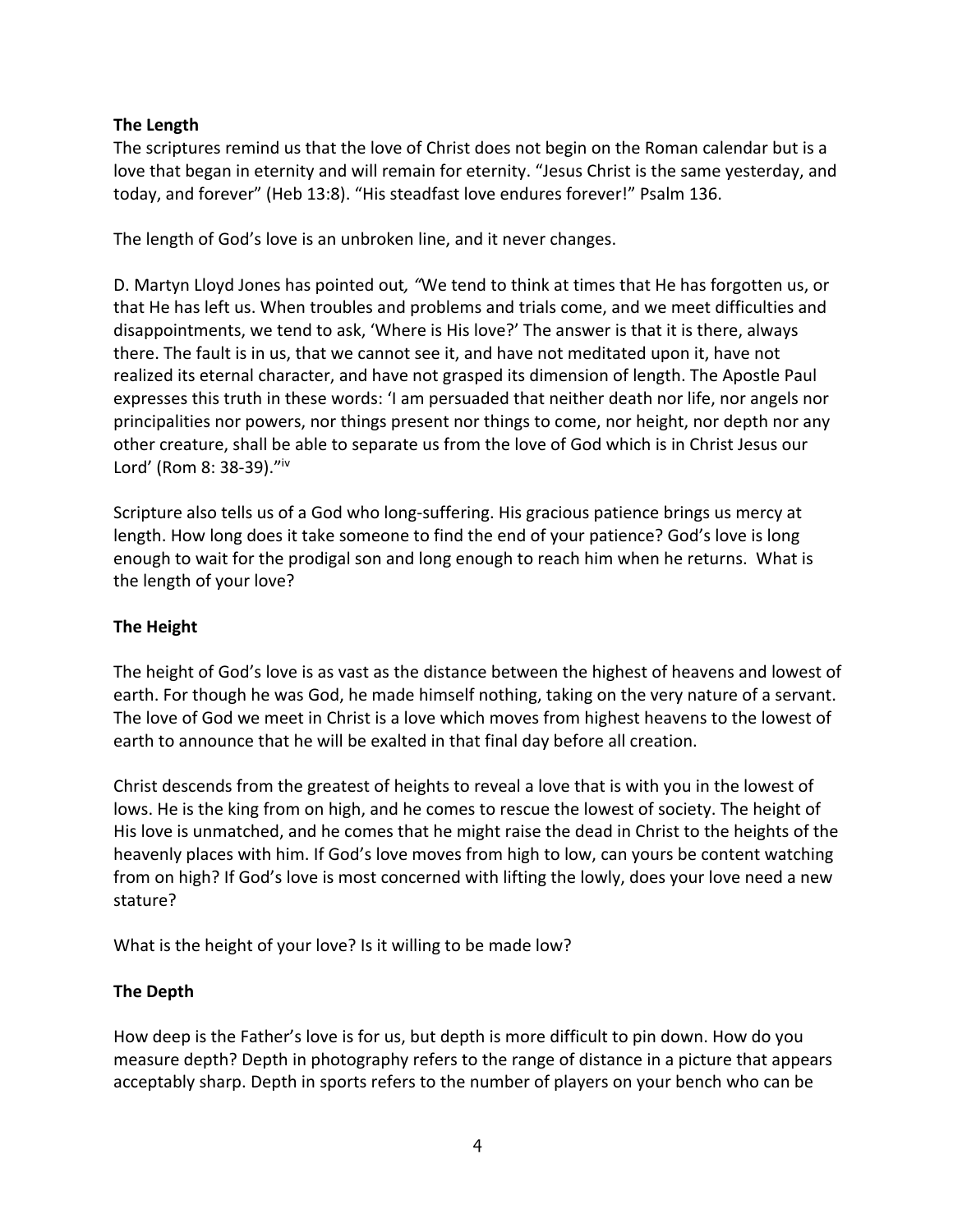**The Length**

The scriptures remind us that the love of Christ does not begin on the Roman calendar but is a love that began in eternity and will remain for eternity. "Jesus Christ is the same yesterday, and today, and forever" (Heb 13:8). "His steadfast love endures forever!" Psalm 136.

The length of God's love is an unbroken line, and it never changes.

D. Martyn Lloyd Jones has pointed out*, "*We tend to think at times that He has forgotten us, or that He has left us. When troubles and problems and trials come, and we meet difficulties and disappointments, we tend to ask, 'Where is His love?' The answer is that it is there, always there. The fault is in us, that we cannot see it, and have not meditated upon it, have not realized its eternal character, and have not grasped its dimension of length. The Apostle Paul expresses this truth in these words: 'I am persuaded that neither death nor life, nor angels nor principalities nor powers, nor things present nor things to come, nor height, nor depth nor any other creature, shall be able to separate us from the love of God which is in Christ Jesus our Lord' (Rom 8: 38-39)."[iv]

Scripture also tells us of a God who long-suffering. His gracious patience brings us mercy at length. How long does it take someone to find the end of your patience? God's love is long enough to wait for the prodigal son and long enough to reach him when he returns. What is the length of your love?

**The Height**

The height of God's love is as vast as the distance between the highest of heavens and lowest of earth. For though he was God, he made himself nothing, taking on the very nature of a servant. The love of God we meet in Christ is a love which moves from highest heavens to the lowest of earth to announce that he will be exalted in that final day before all creation.

Christ descends from the greatest of heights to reveal a love that is with you in the lowest of lows. He is the king from on high, and he comes to rescue the lowest of society. The height of His love is unmatched, and he comes that he might raise the dead in Christ to the heights of the heavenly places with him. If God's love moves from high to low, can yours be content watching from on high? If God's love is most concerned with lifting the lowly, does your love need a new stature?

What is the height of your love? Is it willing to be made low?

**The Depth**

How deep is the Father's love is for us, but depth is more difficult to pin down. How do you measure depth? Depth in photography refers to the range of distance in a picture that appears acceptably sharp. Depth in sports refers to the number of players on your bench who can be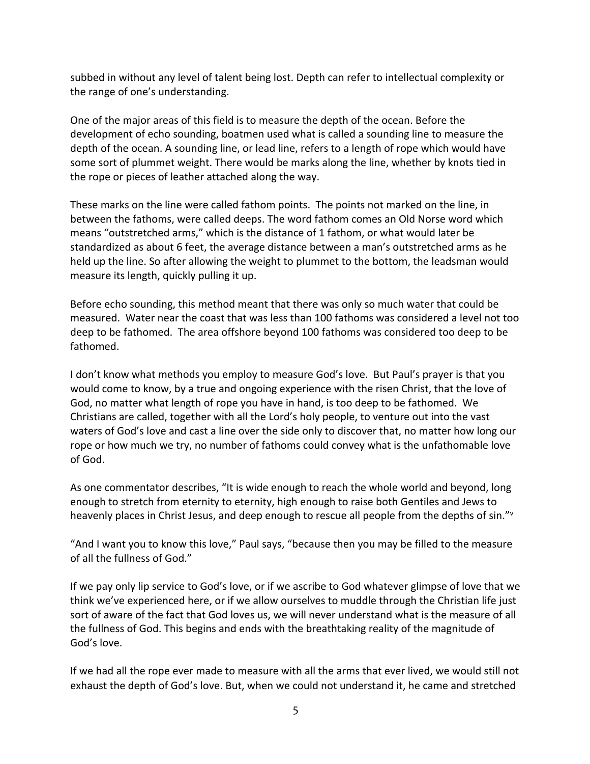subbed in without any level of talent being lost. Depth can refer to intellectual complexity or the range of one's understanding.

One of the major areas of this field is to measure the depth of the ocean. Before the development of echo sounding, boatmen used what is called a sounding line to measure the depth of the ocean. A sounding line, or lead line, refers to a length of rope which would have some sort of plummet weight. There would be marks along the line, whether by knots tied in the rope or pieces of leather attached along the way.

These marks on the line were called fathom points. The points not marked on the line, in between the fathoms, were called deeps. The word fathom comes an Old Norse word which means "outstretched arms," which is the distance of 1 fathom, or what would later be standardized as about 6 feet, the average distance between a man's outstretched arms as he held up the line. So after allowing the weight to plummet to the bottom, the leadsman would measure its length, quickly pulling it up.

Before echo sounding, this method meant that there was only so much water that could be measured. Water near the coast that was less than 100 fathoms was considered a level not too deep to be fathomed. The area offshore beyond 100 fathoms was considered too deep to be fathomed.

I don't know what methods you employ to measure God's love. But Paul's prayer is that you would come to know, by a true and ongoing experience with the risen Christ, that the love of God, no matter what length of rope you have in hand, is too deep to be fathomed. We Christians are called, together with all the Lord's holy people, to venture out into the vast waters of God's love and cast a line over the side only to discover that, no matter how long our rope or how much we try, no number of fathoms could convey what is the unfathomable love of God.

As one commentator describes, "It is wide enough to reach the whole world and beyond, long enough to stretch from eternity to eternity, high enough to raise both Gentiles and Jews to heavenly places in Christ Jesus, and deep enough to rescue all people from the depths of sin."[v]

"And I want you to know this love," Paul says, "because then you may be filled to the measure of all the fullness of God."

If we pay only lip service to God's love, or if we ascribe to God whatever glimpse of love that we think we've experienced here, or if we allow ourselves to muddle through the Christian life just sort of aware of the fact that God loves us, we will never understand what is the measure of all the fullness of God. This begins and ends with the breathtaking reality of the magnitude of God's love.

If we had all the rope ever made to measure with all the arms that ever lived, we would still not exhaust the depth of God's love. But, when we could not understand it, he came and stretched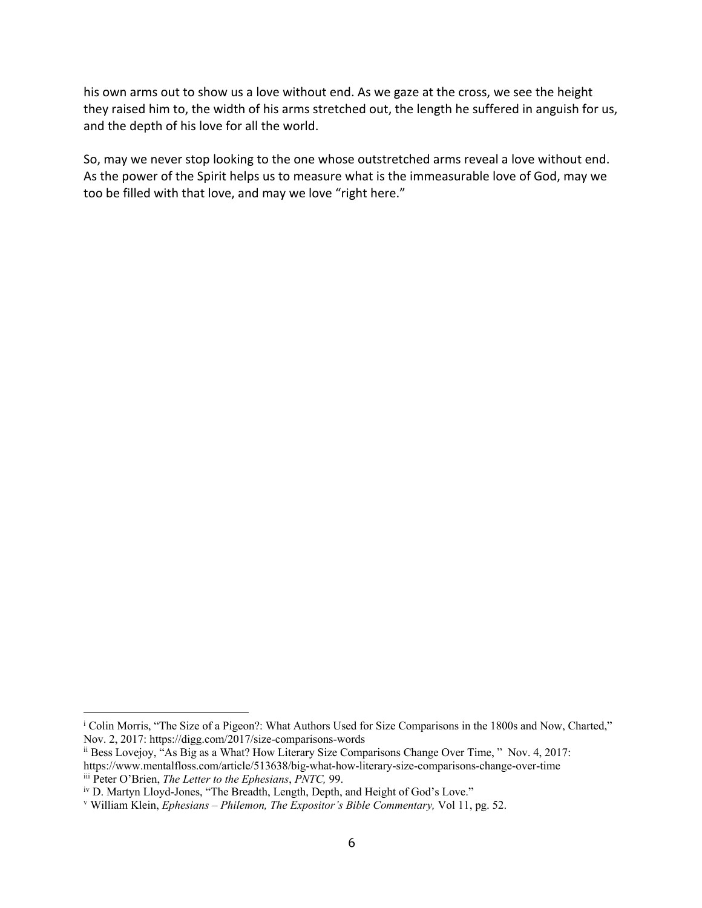his own arms out to show us a love without end. As we gaze at the cross, we see the height they raised him to, the width of his arms stretched out, the length he suffered in anguish for us, and the depth of his love for all the world.

So, may we never stop looking to the one whose outstretched arms reveal a love without end. As the power of the Spirit helps us to measure what is the immeasurable love of God, may we too be filled with that love, and may we love "right here."

---

[i] Colin Morris, "The Size of a Pigeon?: What Authors Used for Size Comparisons in the 1800s and Now, Charted," Nov. 2, 2017: https://digg.com/2017/size-comparisons-words

[ii] Bess Lovejoy, "As Big as a What? How Literary Size Comparisons Change Over Time, " Nov. 4, 2017: https://www.mentalfloss.com/article/513638/big-what-how-literary-size-comparisons-change-over-time

[iii] Peter O'Brien, *The Letter to the Ephesians*, *PNTC,* 99.

[iv] D. Martyn Lloyd-Jones, "The Breadth, Length, Depth, and Height of God's Love."

[v] William Klein, *Ephesians – Philemon, The Expositor's Bible Commentary,* Vol 11, pg. 52.